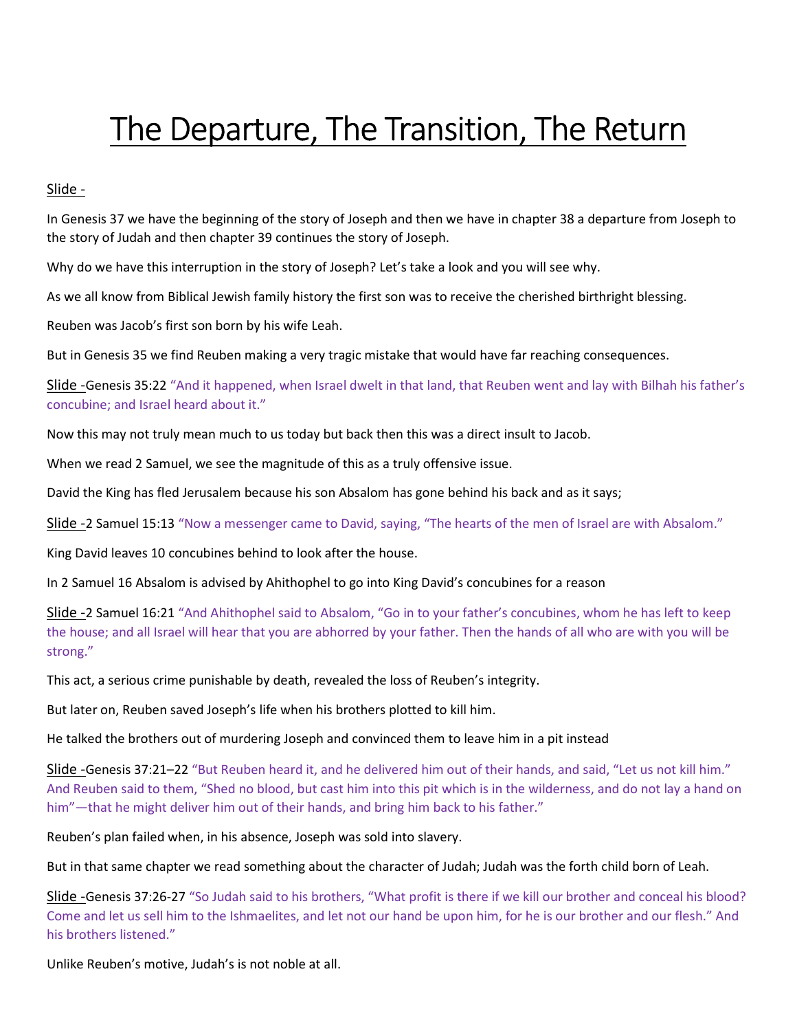# The Departure, The Transition, The Return

Slide -

In Genesis 37 we have the beginning of the story of Joseph and then we have in chapter 38 a departure from Joseph to the story of Judah and then chapter 39 continues the story of Joseph.

Why do we have this interruption in the story of Joseph? Let's take a look and you will see why.

As we all know from Biblical Jewish family history the first son was to receive the cherished birthright blessing.

Reuben was Jacob's first son born by his wife Leah.

But in Genesis 35 we find Reuben making a very tragic mistake that would have far reaching consequences.

Slide -Genesis 35:22 "And it happened, when Israel dwelt in that land, that Reuben went and lay with Bilhah his father's concubine; and Israel heard about it."

Now this may not truly mean much to us today but back then this was a direct insult to Jacob.

When we read 2 Samuel, we see the magnitude of this as a truly offensive issue.

David the King has fled Jerusalem because his son Absalom has gone behind his back and as it says;

Slide -2 Samuel 15:13 "Now a messenger came to David, saying, "The hearts of the men of Israel are with Absalom."

King David leaves 10 concubines behind to look after the house.

In 2 Samuel 16 Absalom is advised by Ahithophel to go into King David's concubines for a reason

Slide -2 Samuel 16:21 "And Ahithophel said to Absalom, "Go in to your father's concubines, whom he has left to keep the house; and all Israel will hear that you are abhorred by your father. Then the hands of all who are with you will be strong."

This act, a serious crime punishable by death, revealed the loss of Reuben's integrity.

But later on, Reuben saved Joseph's life when his brothers plotted to kill him.

He talked the brothers out of murdering Joseph and convinced them to leave him in a pit instead

Slide -Genesis 37:21–22 "But Reuben heard it, and he delivered him out of their hands, and said, "Let us not kill him." And Reuben said to them, "Shed no blood, but cast him into this pit which is in the wilderness, and do not lay a hand on him"—that he might deliver him out of their hands, and bring him back to his father."

Reuben's plan failed when, in his absence, Joseph was sold into slavery.

But in that same chapter we read something about the character of Judah; Judah was the forth child born of Leah.

Slide -Genesis 37:26-27 "So Judah said to his brothers, "What profit is there if we kill our brother and conceal his blood? Come and let us sell him to the Ishmaelites, and let not our hand be upon him, for he is our brother and our flesh." And his brothers listened."

Unlike Reuben's motive, Judah's is not noble at all.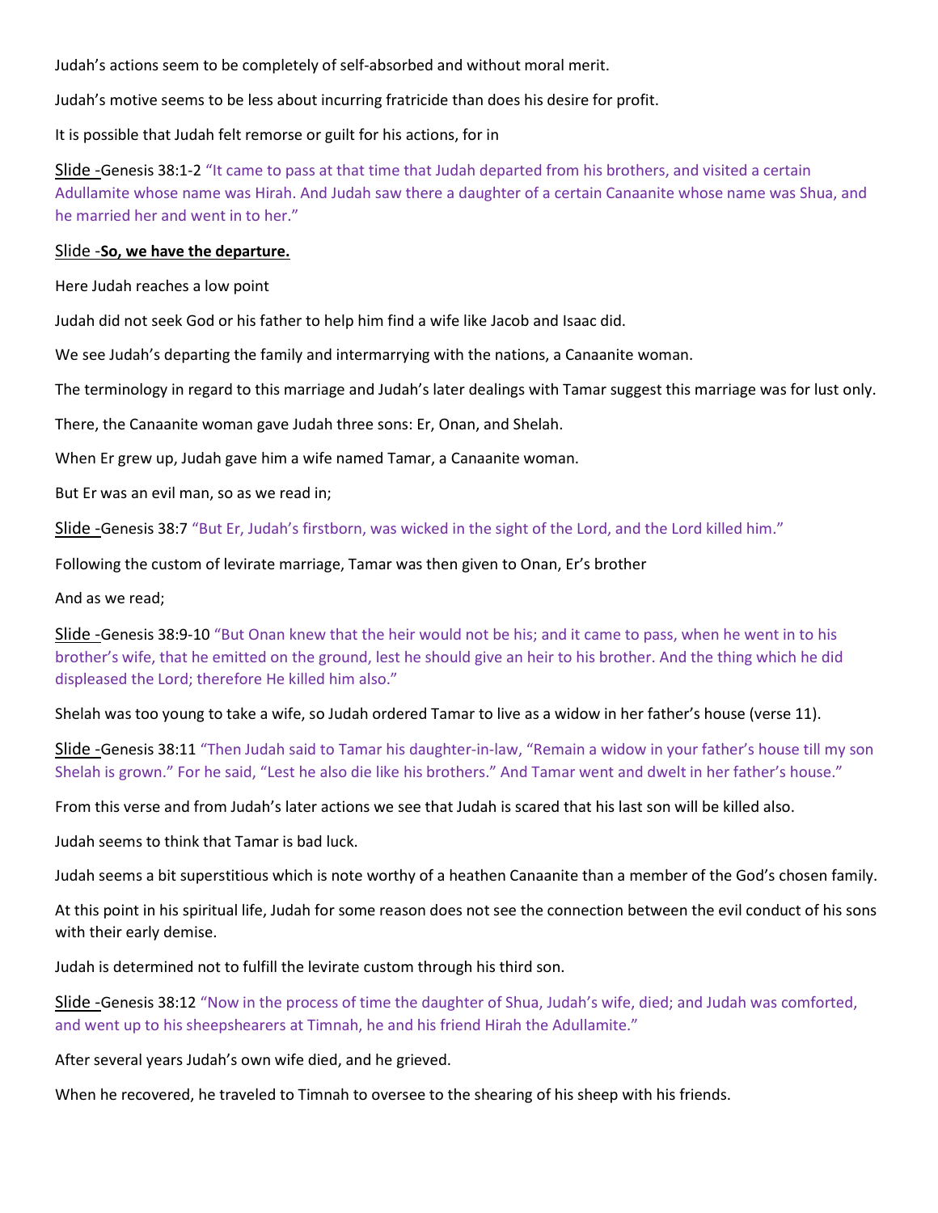Judah's actions seem to be completely of self-absorbed and without moral merit.

Judah's motive seems to be less about incurring fratricide than does his desire for profit.

It is possible that Judah felt remorse or guilt for his actions, for in

Slide -Genesis 38:1-2 "It came to pass at that time that Judah departed from his brothers, and visited a certain Adullamite whose name was Hirah. And Judah saw there a daughter of a certain Canaanite whose name was Shua, and he married her and went in to her."

Slide -**So, we have the departure.**

Here Judah reaches a low point

Judah did not seek God or his father to help him find a wife like Jacob and Isaac did.

We see Judah's departing the family and intermarrying with the nations, a Canaanite woman.

The terminology in regard to this marriage and Judah's later dealings with Tamar suggest this marriage was for lust only.

There, the Canaanite woman gave Judah three sons: Er, Onan, and Shelah.

When Er grew up, Judah gave him a wife named Tamar, a Canaanite woman.

But Er was an evil man, so as we read in;

Slide -Genesis 38:7 "But Er, Judah's firstborn, was wicked in the sight of the Lord, and the Lord killed him."

Following the custom of levirate marriage, Tamar was then given to Onan, Er's brother

And as we read;

Slide -Genesis 38:9-10 "But Onan knew that the heir would not be his; and it came to pass, when he went in to his brother's wife, that he emitted on the ground, lest he should give an heir to his brother. And the thing which he did displeased the Lord; therefore He killed him also."

Shelah was too young to take a wife, so Judah ordered Tamar to live as a widow in her father's house (verse 11).

Slide -Genesis 38:11 "Then Judah said to Tamar his daughter-in-law, "Remain a widow in your father's house till my son Shelah is grown." For he said, "Lest he also die like his brothers." And Tamar went and dwelt in her father's house."

From this verse and from Judah's later actions we see that Judah is scared that his last son will be killed also.

Judah seems to think that Tamar is bad luck.

Judah seems a bit superstitious which is note worthy of a heathen Canaanite than a member of the God's chosen family.

At this point in his spiritual life, Judah for some reason does not see the connection between the evil conduct of his sons with their early demise.

Judah is determined not to fulfill the levirate custom through his third son.

Slide -Genesis 38:12 "Now in the process of time the daughter of Shua, Judah's wife, died; and Judah was comforted, and went up to his sheepshearers at Timnah, he and his friend Hirah the Adullamite."

After several years Judah's own wife died, and he grieved.

When he recovered, he traveled to Timnah to oversee to the shearing of his sheep with his friends.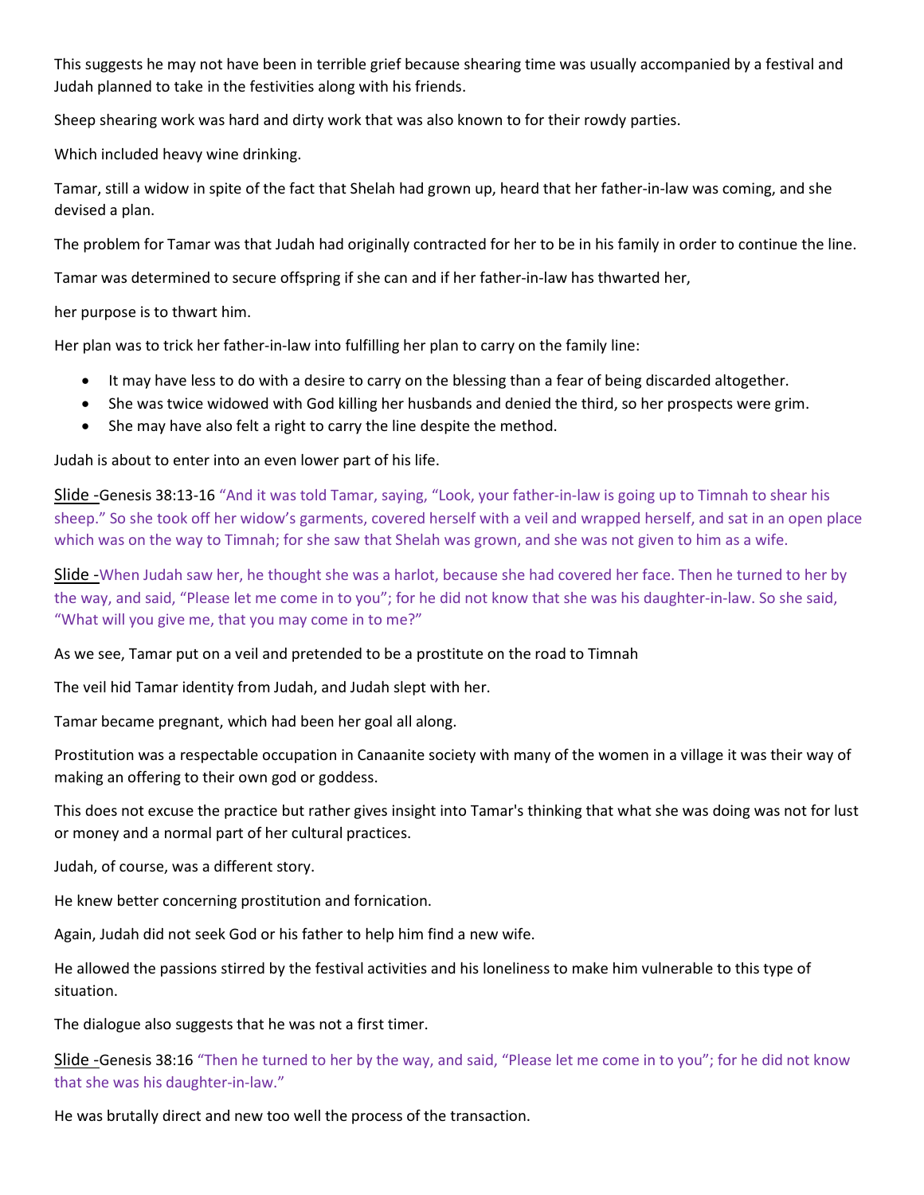This suggests he may not have been in terrible grief because shearing time was usually accompanied by a festival and Judah planned to take in the festivities along with his friends.

Sheep shearing work was hard and dirty work that was also known to for their rowdy parties.

Which included heavy wine drinking.

Tamar, still a widow in spite of the fact that Shelah had grown up, heard that her father-in-law was coming, and she devised a plan.

The problem for Tamar was that Judah had originally contracted for her to be in his family in order to continue the line.

Tamar was determined to secure offspring if she can and if her father-in-law has thwarted her,

her purpose is to thwart him.

Her plan was to trick her father-in-law into fulfilling her plan to carry on the family line:

- It may have less to do with a desire to carry on the blessing than a fear of being discarded altogether.
- She was twice widowed with God killing her husbands and denied the third, so her prospects were grim.
- She may have also felt a right to carry the line despite the method.

Judah is about to enter into an even lower part of his life.

Slide -Genesis 38:13-16 "And it was told Tamar, saying, "Look, your father-in-law is going up to Timnah to shear his sheep." So she took off her widow's garments, covered herself with a veil and wrapped herself, and sat in an open place which was on the way to Timnah; for she saw that Shelah was grown, and she was not given to him as a wife.

Slide -When Judah saw her, he thought she was a harlot, because she had covered her face. Then he turned to her by the way, and said, "Please let me come in to you"; for he did not know that she was his daughter-in-law. So she said, "What will you give me, that you may come in to me?"

As we see, Tamar put on a veil and pretended to be a prostitute on the road to Timnah

The veil hid Tamar identity from Judah, and Judah slept with her.

Tamar became pregnant, which had been her goal all along.

Prostitution was a respectable occupation in Canaanite society with many of the women in a village it was their way of making an offering to their own god or goddess.

This does not excuse the practice but rather gives insight into Tamar's thinking that what she was doing was not for lust or money and a normal part of her cultural practices.

Judah, of course, was a different story.

He knew better concerning prostitution and fornication.

Again, Judah did not seek God or his father to help him find a new wife.

He allowed the passions stirred by the festival activities and his loneliness to make him vulnerable to this type of situation.

The dialogue also suggests that he was not a first timer.

Slide -Genesis 38:16 "Then he turned to her by the way, and said, "Please let me come in to you"; for he did not know that she was his daughter-in-law."

He was brutally direct and new too well the process of the transaction.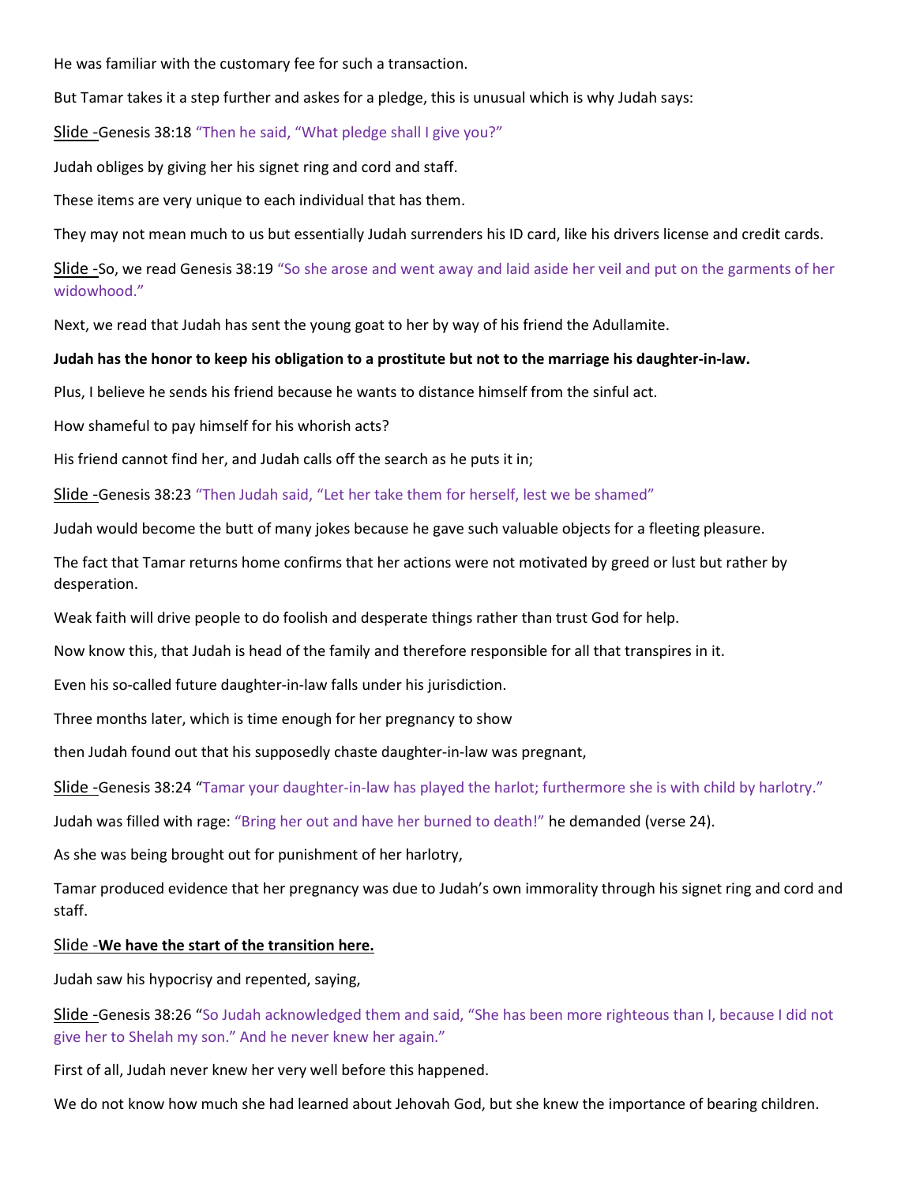He was familiar with the customary fee for such a transaction.

But Tamar takes it a step further and askes for a pledge, this is unusual which is why Judah says:

Slide -Genesis 38:18 “Then he said, “What pledge shall I give you?”

Judah obliges by giving her his signet ring and cord and staff.

These items are very unique to each individual that has them.

They may not mean much to us but essentially Judah surrenders his ID card, like his drivers license and credit cards.

Slide -So, we read Genesis 38:19 “So she arose and went away and laid aside her veil and put on the garments of her widowhood.”

Next, we read that Judah has sent the young goat to her by way of his friend the Adullamite.

**Judah has the honor to keep his obligation to a prostitute but not to the marriage his daughter-in-law.**

Plus, I believe he sends his friend because he wants to distance himself from the sinful act.

How shameful to pay himself for his whorish acts?

His friend cannot find her, and Judah calls off the search as he puts it in;

Slide -Genesis 38:23 “Then Judah said, “Let her take them for herself, lest we be shamed”

Judah would become the butt of many jokes because he gave such valuable objects for a fleeting pleasure.

The fact that Tamar returns home confirms that her actions were not motivated by greed or lust but rather by desperation.

Weak faith will drive people to do foolish and desperate things rather than trust God for help.

Now know this, that Judah is head of the family and therefore responsible for all that transpires in it.

Even his so-called future daughter-in-law falls under his jurisdiction.

Three months later, which is time enough for her pregnancy to show

then Judah found out that his supposedly chaste daughter-in-law was pregnant,

Slide -Genesis 38:24 “Tamar your daughter-in-law has played the harlot; furthermore she is with child by harlotry.”

Judah was filled with rage: “Bring her out and have her burned to death!” he demanded (verse 24).

As she was being brought out for punishment of her harlotry,

Tamar produced evidence that her pregnancy was due to Judah’s own immorality through his signet ring and cord and staff.

Slide -**We have the start of the transition here.**

Judah saw his hypocrisy and repented, saying,

Slide -Genesis 38:26 “So Judah acknowledged them and said, “She has been more righteous than I, because I did not give her to Shelah my son.” And he never knew her again.”

First of all, Judah never knew her very well before this happened.

We do not know how much she had learned about Jehovah God, but she knew the importance of bearing children.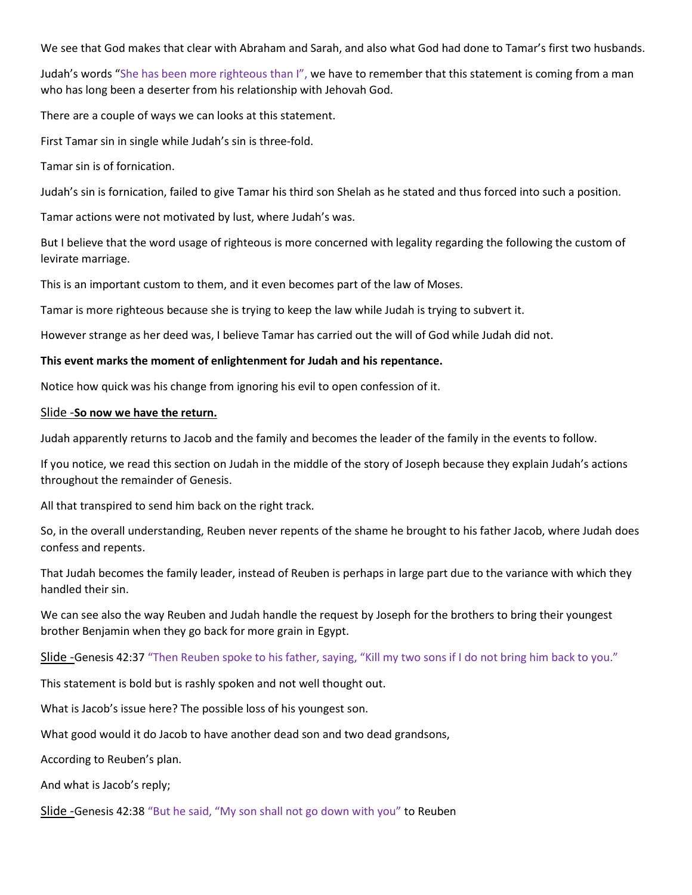We see that God makes that clear with Abraham and Sarah, and also what God had done to Tamar's first two husbands.

Judah's words "She has been more righteous than I", we have to remember that this statement is coming from a man who has long been a deserter from his relationship with Jehovah God.

There are a couple of ways we can looks at this statement.

First Tamar sin in single while Judah's sin is three-fold.

Tamar sin is of fornication.

Judah's sin is fornication, failed to give Tamar his third son Shelah as he stated and thus forced into such a position.

Tamar actions were not motivated by lust, where Judah's was.

But I believe that the word usage of righteous is more concerned with legality regarding the following the custom of levirate marriage.

This is an important custom to them, and it even becomes part of the law of Moses.

Tamar is more righteous because she is trying to keep the law while Judah is trying to subvert it.

However strange as her deed was, I believe Tamar has carried out the will of God while Judah did not.

**This event marks the moment of enlightenment for Judah and his repentance.**

Notice how quick was his change from ignoring his evil to open confession of it.

<u>Slide -</u>**<u>So now we have the return.</u>**

Judah apparently returns to Jacob and the family and becomes the leader of the family in the events to follow.

If you notice, we read this section on Judah in the middle of the story of Joseph because they explain Judah's actions throughout the remainder of Genesis.

All that transpired to send him back on the right track.

So, in the overall understanding, Reuben never repents of the shame he brought to his father Jacob, where Judah does confess and repents.

That Judah becomes the family leader, instead of Reuben is perhaps in large part due to the variance with which they handled their sin.

We can see also the way Reuben and Judah handle the request by Joseph for the brothers to bring their youngest brother Benjamin when they go back for more grain in Egypt.

<u>Slide -</u>Genesis 42:37 "Then Reuben spoke to his father, saying, "Kill my two sons if I do not bring him back to you."

This statement is bold but is rashly spoken and not well thought out.

What is Jacob's issue here? The possible loss of his youngest son.

What good would it do Jacob to have another dead son and two dead grandsons,

According to Reuben's plan.

And what is Jacob's reply;

<u>Slide -</u>Genesis 42:38 "But he said, "My son shall not go down with you" to Reuben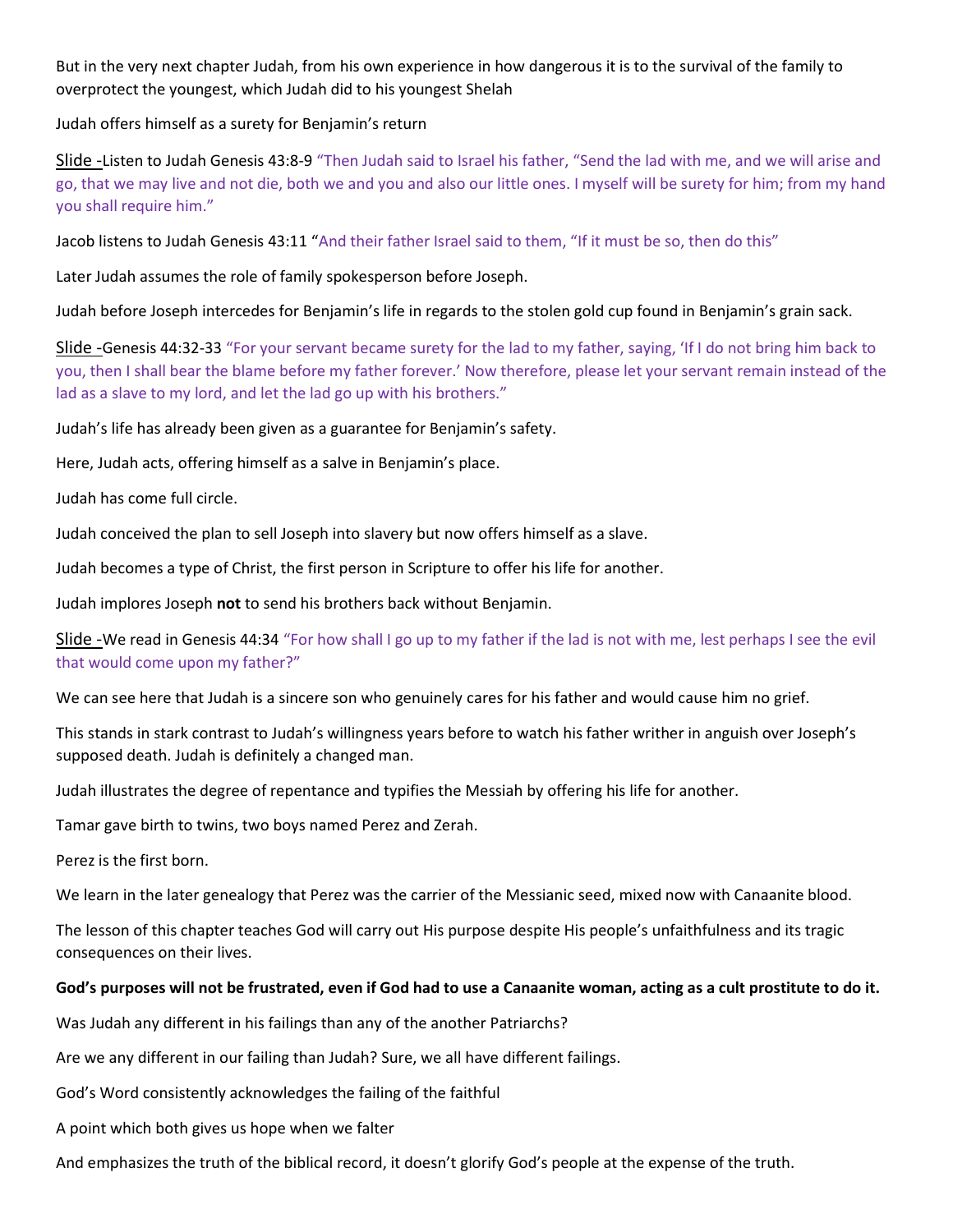But in the very next chapter Judah, from his own experience in how dangerous it is to the survival of the family to overprotect the youngest, which Judah did to his youngest Shelah

Judah offers himself as a surety for Benjamin's return

Slide -Listen to Judah Genesis 43:8-9 "Then Judah said to Israel his father, "Send the lad with me, and we will arise and go, that we may live and not die, both we and you and also our little ones. I myself will be surety for him; from my hand you shall require him."

Jacob listens to Judah Genesis 43:11 "And their father Israel said to them, "If it must be so, then do this"

Later Judah assumes the role of family spokesperson before Joseph.

Judah before Joseph intercedes for Benjamin's life in regards to the stolen gold cup found in Benjamin's grain sack.

Slide -Genesis 44:32-33 "For your servant became surety for the lad to my father, saying, 'If I do not bring him back to you, then I shall bear the blame before my father forever.' Now therefore, please let your servant remain instead of the lad as a slave to my lord, and let the lad go up with his brothers."

Judah's life has already been given as a guarantee for Benjamin's safety.

Here, Judah acts, offering himself as a salve in Benjamin's place.

Judah has come full circle.

Judah conceived the plan to sell Joseph into slavery but now offers himself as a slave.

Judah becomes a type of Christ, the first person in Scripture to offer his life for another.

Judah implores Joseph **not** to send his brothers back without Benjamin.

Slide -We read in Genesis 44:34 "For how shall I go up to my father if the lad is not with me, lest perhaps I see the evil that would come upon my father?"

We can see here that Judah is a sincere son who genuinely cares for his father and would cause him no grief.

This stands in stark contrast to Judah's willingness years before to watch his father writher in anguish over Joseph's supposed death. Judah is definitely a changed man.

Judah illustrates the degree of repentance and typifies the Messiah by offering his life for another.

Tamar gave birth to twins, two boys named Perez and Zerah.

Perez is the first born.

We learn in the later genealogy that Perez was the carrier of the Messianic seed, mixed now with Canaanite blood.

The lesson of this chapter teaches God will carry out His purpose despite His people's unfaithfulness and its tragic consequences on their lives.

**God's purposes will not be frustrated, even if God had to use a Canaanite woman, acting as a cult prostitute to do it.**

Was Judah any different in his failings than any of the another Patriarchs?

Are we any different in our failing than Judah? Sure, we all have different failings.

God's Word consistently acknowledges the failing of the faithful

A point which both gives us hope when we falter

And emphasizes the truth of the biblical record, it doesn't glorify God's people at the expense of the truth.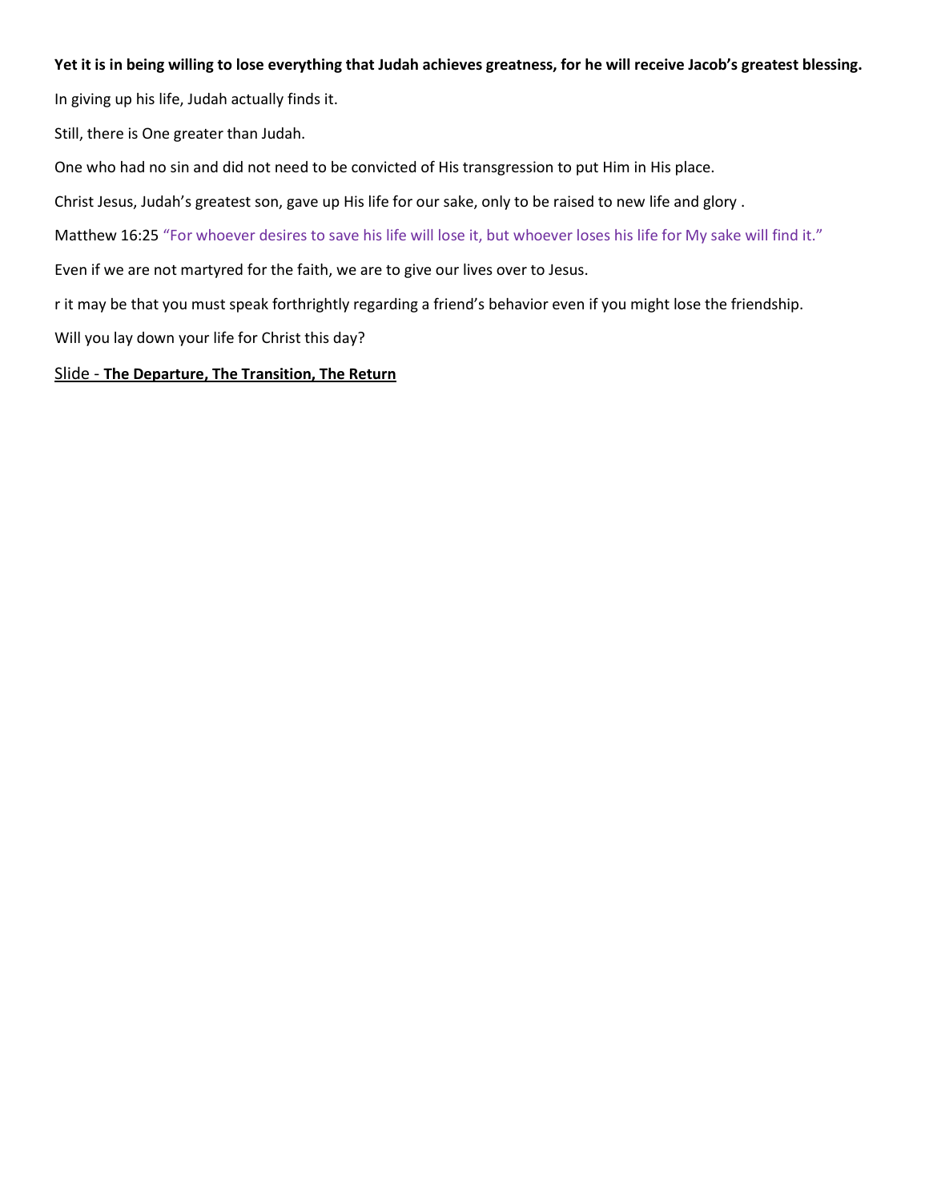**Yet it is in being willing to lose everything that Judah achieves greatness, for he will receive Jacob's greatest blessing.**

In giving up his life, Judah actually finds it.

Still, there is One greater than Judah.

One who had no sin and did not need to be convicted of His transgression to put Him in His place.

Christ Jesus, Judah's greatest son, gave up His life for our sake, only to be raised to new life and glory .

Matthew 16:25 "For whoever desires to save his life will lose it, but whoever loses his life for My sake will find it."

Even if we are not martyred for the faith, we are to give our lives over to Jesus.

r it may be that you must speak forthrightly regarding a friend's behavior even if you might lose the friendship.

Will you lay down your life for Christ this day?

<u>Slide - **The Departure, The Transition, The Return**</u>